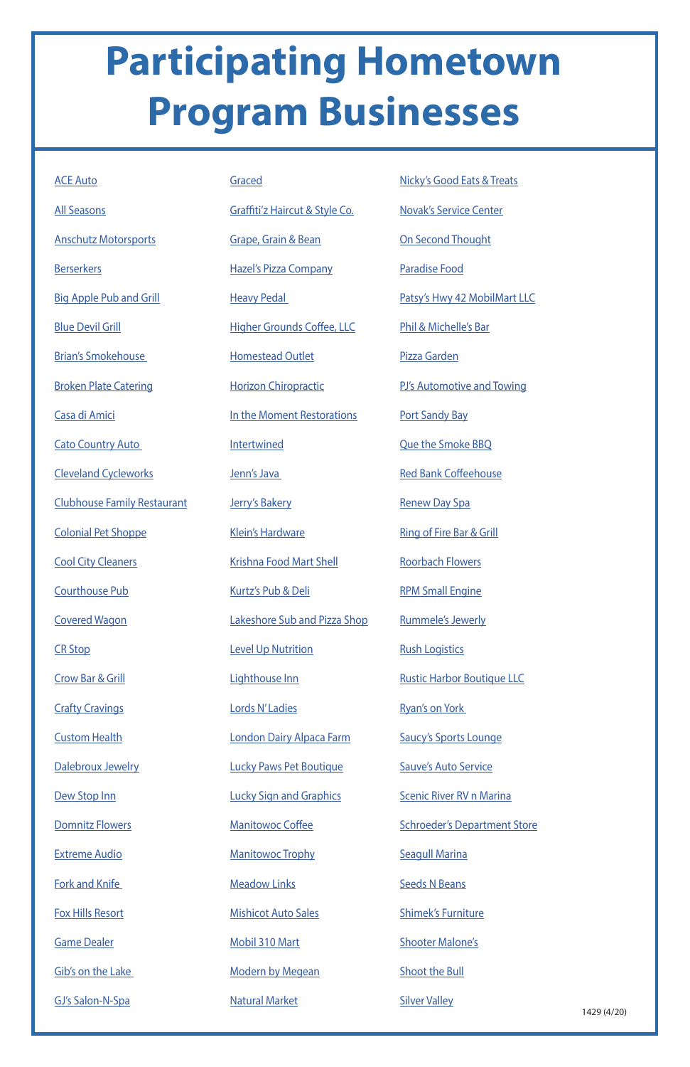# Participating Hometown Program Businesses

- ACE Auto
- All Seasons
- Anschutz Motorsports
- Berserkers
- Big Apple Pub and Grill
- Blue Devil Grill
- Brian's Smokehouse
- Broken Plate Catering
- Casa di Amici
- Cato Country Auto
- Cleveland Cycleworks
- Clubhouse Family Restaurant
- Colonial Pet Shoppe
- Cool City Cleaners
- Courthouse Pub
- Covered Wagon
- CR Stop
- Crow Bar & Grill
- Crafty Cravings
- Custom Health
- Dalebroux Jewelry
- Dew Stop Inn
- Domnitz Flowers
- Extreme Audio
- Fork and Knife
- Fox Hills Resort
- Game Dealer
- Gib's on the Lake
- GJ's Salon-N-Spa
- Graced
- Graffiti'z Haircut & Style Co.
- Grape, Grain & Bean
- Hazel's Pizza Company
- Heavy Pedal
- Higher Grounds Coffee, LLC
- Homestead Outlet
- Horizon Chiropractic
- In the Moment Restorations
- Intertwined
- Jenn's Java
- Jerry's Bakery
- Klein's Hardware
- Krishna Food Mart Shell
- Kurtz's Pub & Deli
- Lakeshore Sub and Pizza Shop
- Level Up Nutrition
- Lighthouse Inn
- Lords N' Ladies
- London Dairy Alpaca Farm
- Lucky Paws Pet Boutique
- Lucky Sign and Graphics
- Manitowoc Coffee
- Manitowoc Trophy
- Meadow Links
- Mishicot Auto Sales
- Mobil 310 Mart
- Modern by Megean
- Natural Market
- Nicky's Good Eats & Treats
- Novak's Service Center
- On Second Thought
- Paradise Food
- Patsy's Hwy 42 MobilMart LLC
- Phil & Michelle's Bar
- Pizza Garden
- PJ's Automotive and Towing
- Port Sandy Bay
- Que the Smoke BBQ
- Red Bank Coffeehouse
- Renew Day Spa
- Ring of Fire Bar & Grill
- Roorbach Flowers
- RPM Small Engine
- Rummele's Jewerly
- Rush Logistics
- Rustic Harbor Boutique LLC
- Ryan's on York
- Saucy's Sports Lounge
- Sauve's Auto Service
- Scenic River RV n Marina
- Schroeder's Department Store
- Seagull Marina
- Seeds N Beans
- Shimek's Furniture
- Shooter Malone's
- Shoot the Bull
- Silver Valley

1429 (4/20)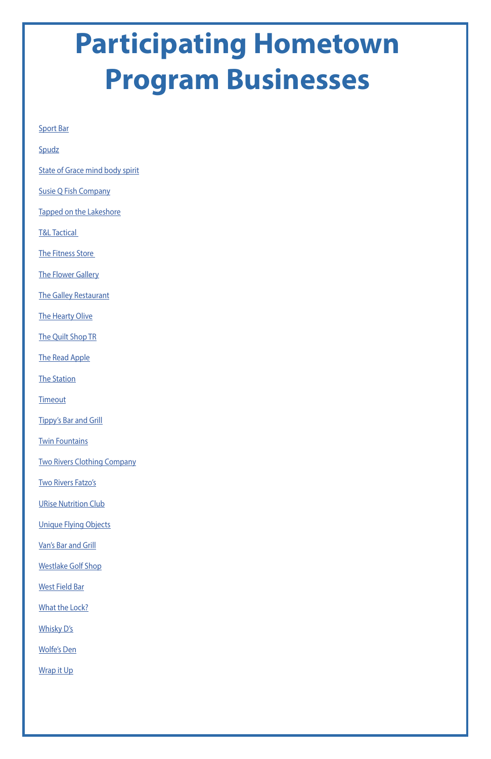# Participating Hometown Program Businesses

Sport Bar

Spudz

State of Grace mind body spirit

Susie Q Fish Company

Tapped on the Lakeshore

T&L Tactical

The Fitness Store

The Flower Gallery

The Galley Restaurant

The Hearty Olive

The Quilt Shop TR

The Read Apple

The Station

Timeout

Tippy's Bar and Grill

Twin Fountains

Two Rivers Clothing Company

Two Rivers Fatzo's

URise Nutrition Club

Unique Flying Objects

Van's Bar and Grill

Westlake Golf Shop

West Field Bar

What the Lock?

Whisky D's

Wolfe's Den

Wrap it Up